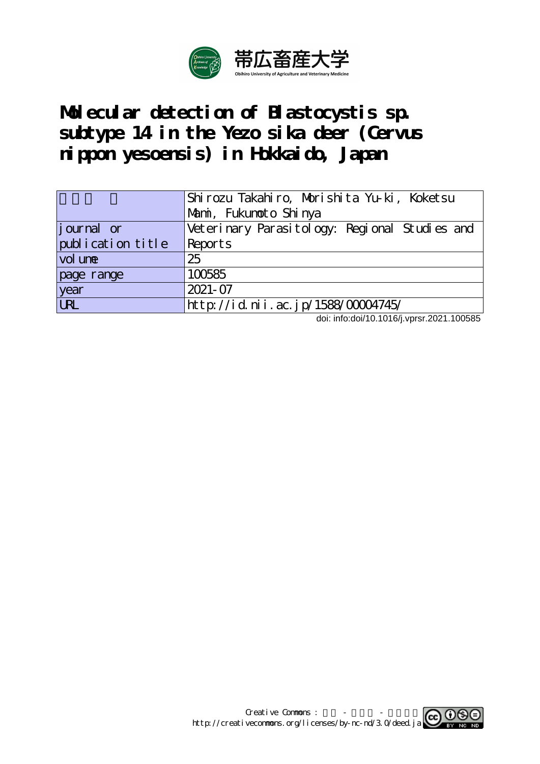# Molecular detection of Blastocystis sp. subtype 14 in the Yezo sika deer (Cervus nippon yesoensis) in Hokkaido, Japan

| 著者名 | Shirozu Takahiro, Morishita Yu-ki, Koketsu Mami, Fukumoto Shinya |
|---|---|
| journal or publication title | Veterinary Parasitology: Regional Studies and Reports |
| volume | 25 |
| page range | 100585 |
| year | 2021-07 |
| URL | http://id.nii.ac.jp/1588/00004745/ |

doi: info:doi/10.1016/j.vprsr.2021.100585

Creative Commons : 表示 - 非営利 - 改変禁止
http://creativecommons.org/licenses/by-nc-nd/3.0/deed.ja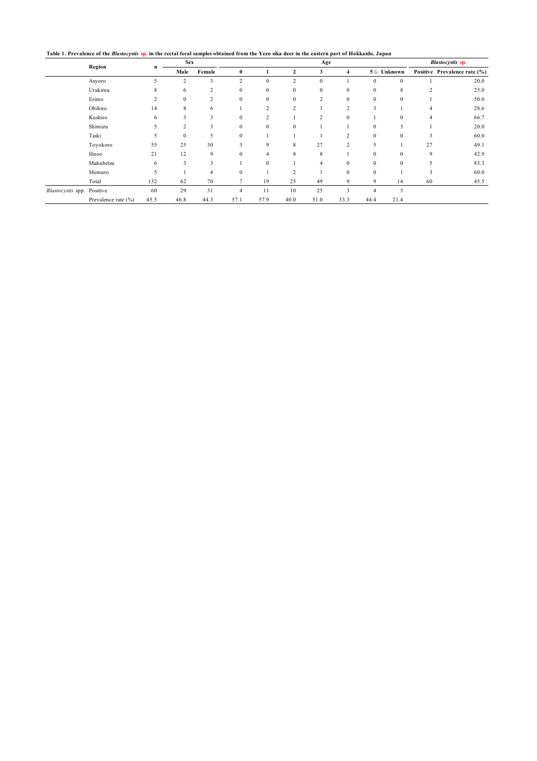**Table 1. Prevalence of the *Blastocystis* sp. in the rectal fecal samples obtained from the Yezo sika deer in the eastern part of Hokkaido, Japan**

| Region | | n | Sex | | Age | | | | | | | *Blastocystis* sp. | |
|---|---|---|---|---|---|---|---|---|---|---|---|---|---|
| | | | Male | Female | 0 | 1 | 2 | 3 | 4 | 5≦ | Unknown | Positive | Prevalence rate (%) |
| | Asyoro | 5 | 2 | 3 | 2 | 0 | 2 | 0 | 1 | 0 | 0 | 1 | 20.0 |
| | Urakawa | 8 | 6 | 2 | 0 | 0 | 0 | 0 | 0 | 0 | 8 | 2 | 25.0 |
| | Erimo | 2 | 0 | 2 | 0 | 0 | 0 | 2 | 0 | 0 | 0 | 1 | 50.0 |
| | Obihiro | 14 | 8 | 6 | 1 | 2 | 2 | 3 | 2 | 3 | 1 | 4 | 28.6 |
| | Kushiro | 6 | 3 | 3 | 0 | 2 | 1 | 2 | 0 | 1 | 0 | 4 | 66.7 |
| | Shimizu | 5 | 2 | 3 | 0 | 0 | 0 | 1 | 1 | 0 | 3 | 1 | 20.0 |
| | Taiki | 5 | 0 | 5 | 0 | 1 | 1 | 1 | 2 | 0 | 0 | 3 | 60.0 |
| | Toyokoro | 55 | 25 | 30 | 3 | 9 | 8 | 27 | 2 | 5 | 1 | 27 | 49.1 |
| | Hiroo | 21 | 12 | 9 | 0 | 4 | 8 | 8 | 1 | 0 | 0 | 9 | 42.9 |
| | Makubetsu | 6 | 3 | 3 | 1 | 0 | 1 | 4 | 0 | 0 | 0 | 5 | 83.3 |
| | Memuro | 5 | 1 | 4 | 0 | 1 | 2 | 1 | 0 | 0 | 1 | 3 | 60.0 |
| | Total | 132 | 62 | 70 | 7 | 19 | 25 | 49 | 9 | 9 | 14 | 60 | 45.5 |
| *Blastocystis* spp. | Positive | 60 | 29 | 31 | 4 | 11 | 10 | 25 | 3 | 4 | 3 | | |
| | Prevalence rate (%) | 45.5 | 46.8 | 44.3 | 57.1 | 57.9 | 40.0 | 51.0 | 33.3 | 44.4 | 21.4 | | |